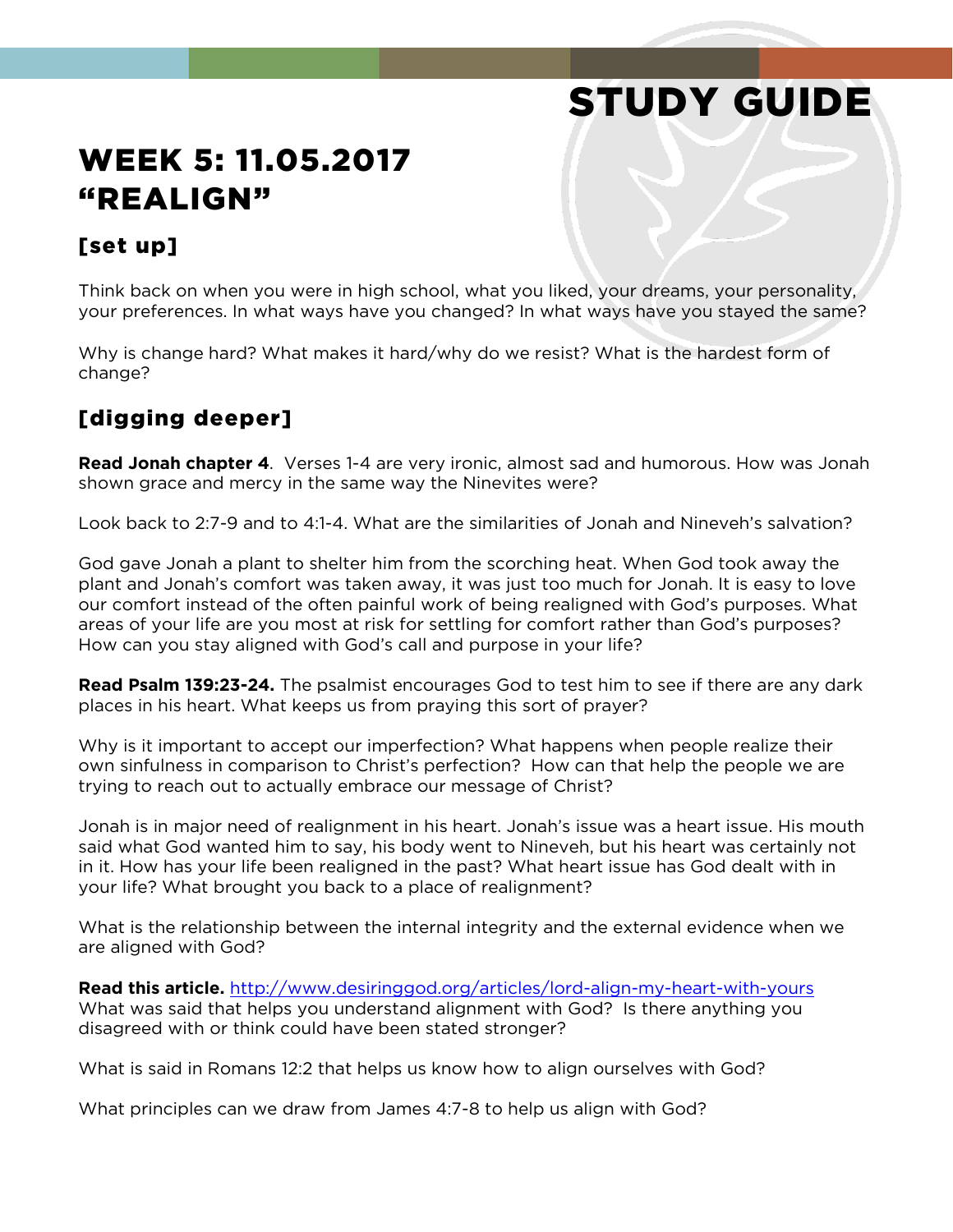# STUDY GUIDE

## WEEK 5: 11.05.2017 "REALIGN"

### [set up]

Think back on when you were in high school, what you liked, your dreams, your personality, your preferences. In what ways have you changed? In what ways have you stayed the same?

Why is change hard? What makes it hard/why do we resist? What is the hardest form of change?

### [digging deeper]

**Read Jonah chapter 4**. Verses 1-4 are very ironic, almost sad and humorous. How was Jonah shown grace and mercy in the same way the Ninevites were?

Look back to 2:7-9 and to 4:1-4. What are the similarities of Jonah and Nineveh's salvation?

God gave Jonah a plant to shelter him from the scorching heat. When God took away the plant and Jonah's comfort was taken away, it was just too much for Jonah. It is easy to love our comfort instead of the often painful work of being realigned with God's purposes. What areas of your life are you most at risk for settling for comfort rather than God's purposes? How can you stay aligned with God's call and purpose in your life?

**Read Psalm 139:23-24.** The psalmist encourages God to test him to see if there are any dark places in his heart. What keeps us from praying this sort of prayer?

Why is it important to accept our imperfection? What happens when people realize their own sinfulness in comparison to Christ's perfection? How can that help the people we are trying to reach out to actually embrace our message of Christ?

Jonah is in major need of realignment in his heart. Jonah's issue was a heart issue. His mouth said what God wanted him to say, his body went to Nineveh, but his heart was certainly not in it. How has your life been realigned in the past? What heart issue has God dealt with in your life? What brought you back to a place of realignment?

What is the relationship between the internal integrity and the external evidence when we are aligned with God?

**Read this article.** [http://www.desiringgod.org/articles/lord-align-my-heart-with-yours](http://www.desiringgod.org/articles/lord-align-my-heart-with-yours)
What was said that helps you understand alignment with God? Is there anything you disagreed with or think could have been stated stronger?

What is said in Romans 12:2 that helps us know how to align ourselves with God?

What principles can we draw from James 4:7-8 to help us align with God?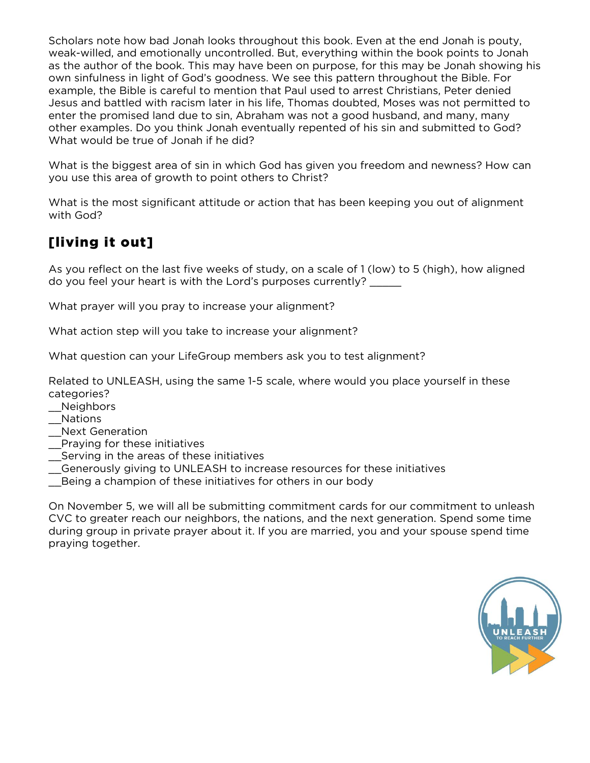Scholars note how bad Jonah looks throughout this book. Even at the end Jonah is pouty, weak-willed, and emotionally uncontrolled. But, everything within the book points to Jonah as the author of the book. This may have been on purpose, for this may be Jonah showing his own sinfulness in light of God's goodness. We see this pattern throughout the Bible. For example, the Bible is careful to mention that Paul used to arrest Christians, Peter denied Jesus and battled with racism later in his life, Thomas doubted, Moses was not permitted to enter the promised land due to sin, Abraham was not a good husband, and many, many other examples. Do you think Jonah eventually repented of his sin and submitted to God? What would be true of Jonah if he did?

What is the biggest area of sin in which God has given you freedom and newness? How can you use this area of growth to point others to Christ?

What is the most significant attitude or action that has been keeping you out of alignment with God?

## [living it out]

As you reflect on the last five weeks of study, on a scale of 1 (low) to 5 (high), how aligned do you feel your heart is with the Lord's purposes currently? ______

What prayer will you pray to increase your alignment?

What action step will you take to increase your alignment?

What question can your LifeGroup members ask you to test alignment?

Related to UNLEASH, using the same 1-5 scale, where would you place yourself in these categories?

__Neighbors
__Nations
__Next Generation
__Praying for these initiatives
__Serving in the areas of these initiatives
__Generously giving to UNLEASH to increase resources for these initiatives
__Being a champion of these initiatives for others in our body

On November 5, we will all be submitting commitment cards for our commitment to unleash CVC to greater reach our neighbors, the nations, and the next generation. Spend some time during group in private prayer about it. If you are married, you and your spouse spend time praying together.